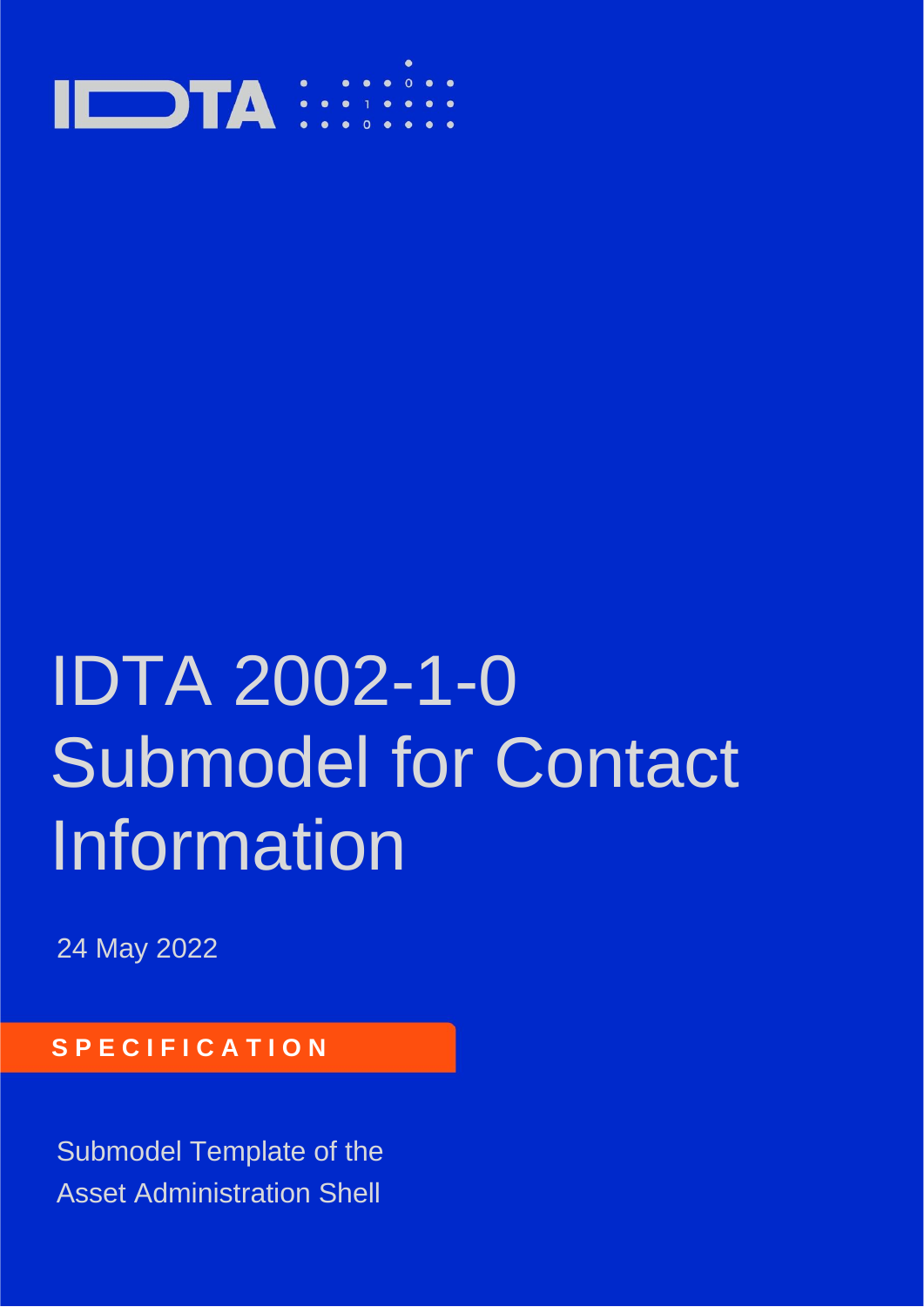IDTA

# IDTA 2002-1-0 Submodel for Contact Information

24 May 2022

**SPECIFICATION**

Submodel Template of the Asset Administration Shell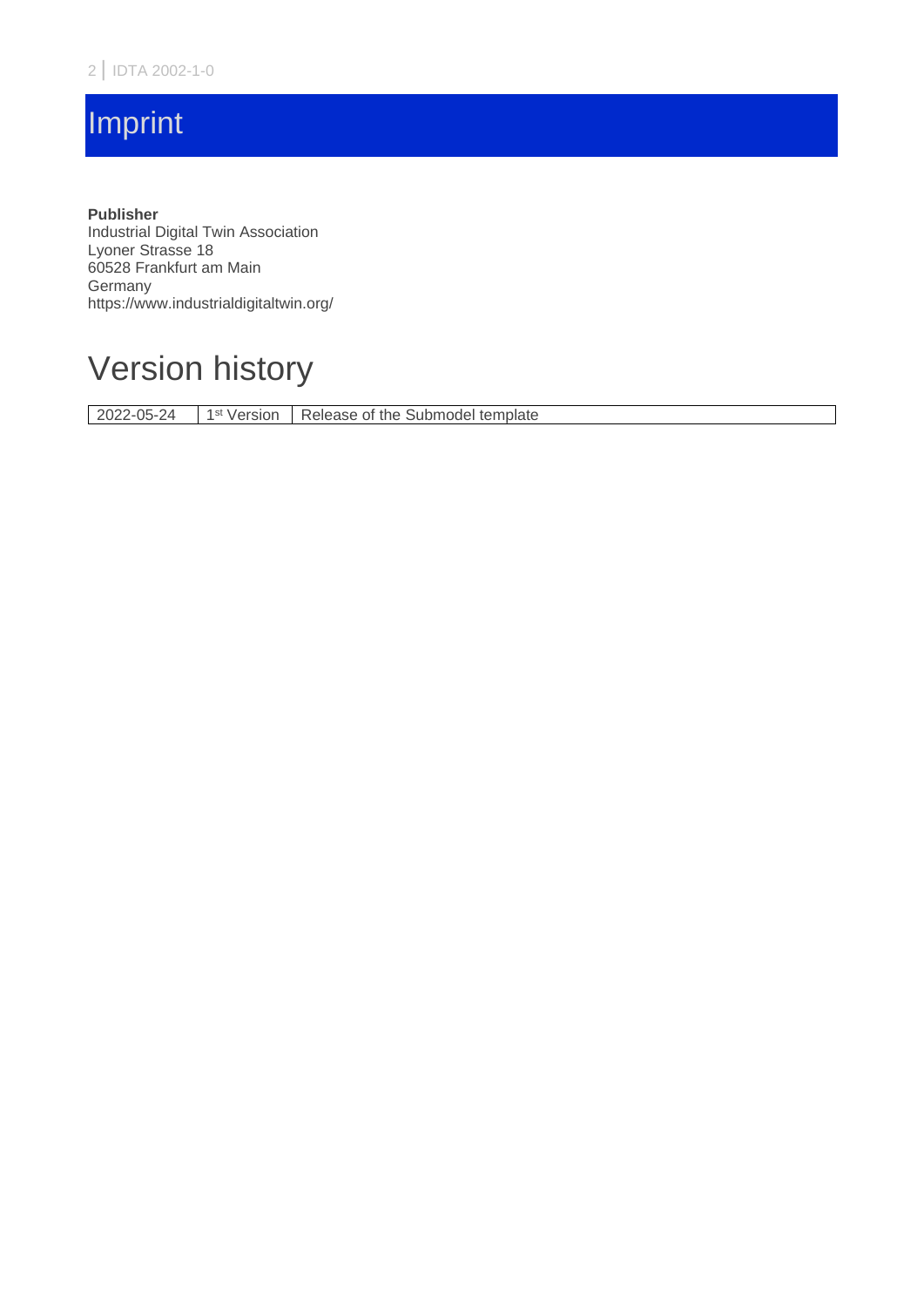# Imprint

**Publisher**
Industrial Digital Twin Association
Lyoner Strasse 18
60528 Frankfurt am Main
Germany
https://www.industrialdigitaltwin.org/

# Version history

| | | |
|---|---|---|
| 2022-05-24 | 1st Version | Release of the Submodel template |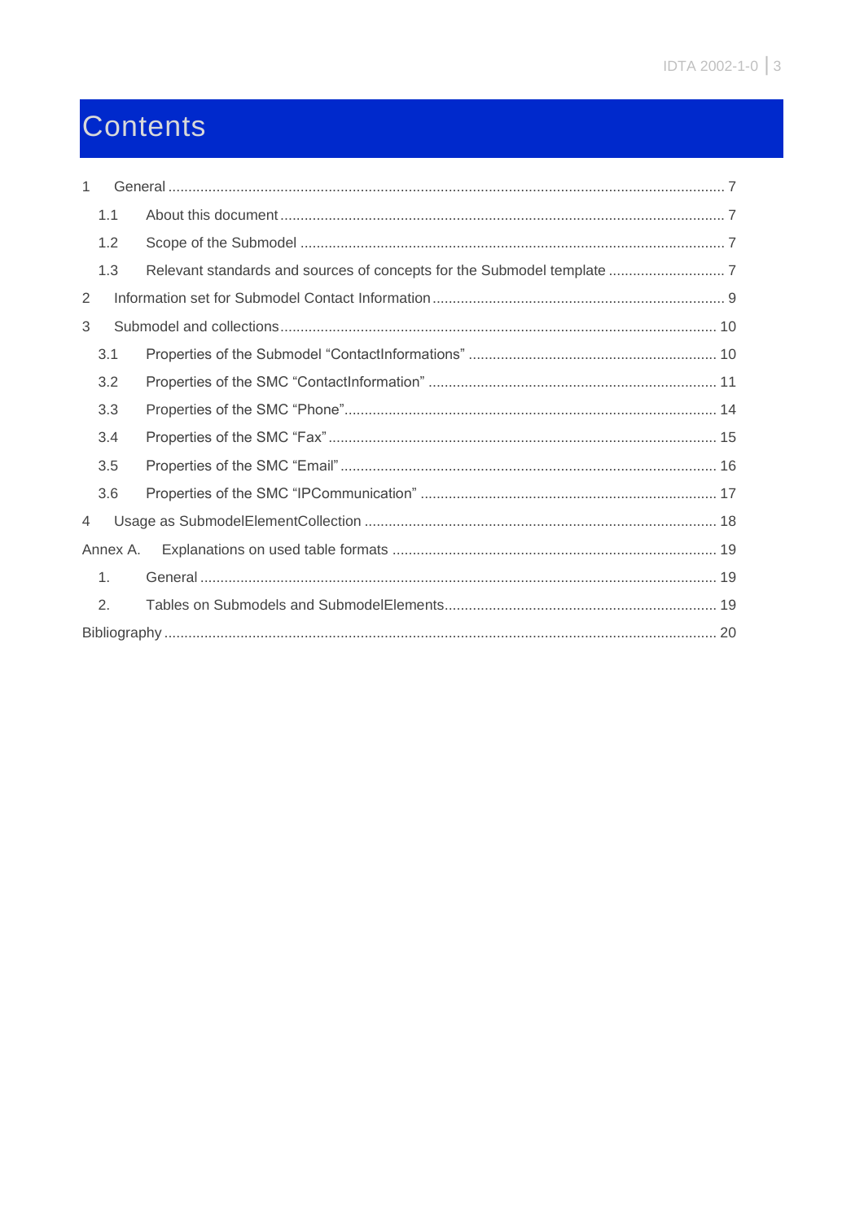# Contents

1 General ........................................................................................................................................ 7

 1.1 About this document ............................................................................................................ 7

 1.2 Scope of the Submodel ........................................................................................................ 7

 1.3 Relevant standards and sources of concepts for the Submodel template ............................ 7

2 Information set for Submodel Contact Information ....................................................................... 9

3 Submodel and collections ........................................................................................................... 10

 3.1 Properties of the Submodel “ContactInformations” ............................................................ 10

 3.2 Properties of the SMC “ContactInformation” ...................................................................... 11

 3.3 Properties of the SMC “Phone”........................................................................................... 14

 3.4 Properties of the SMC “Fax” ............................................................................................... 15

 3.5 Properties of the SMC “Email” ............................................................................................ 16

 3.6 Properties of the SMC “IPCommunication” ......................................................................... 17

4 Usage as SubmodelElementCollection ...................................................................................... 18

Annex A. Explanations on used table formats ............................................................................... 19

 1. General ............................................................................................................................... 19

 2. Tables on Submodels and SubmodelElements.................................................................... 19

Bibliography ....................................................................................................................................... 20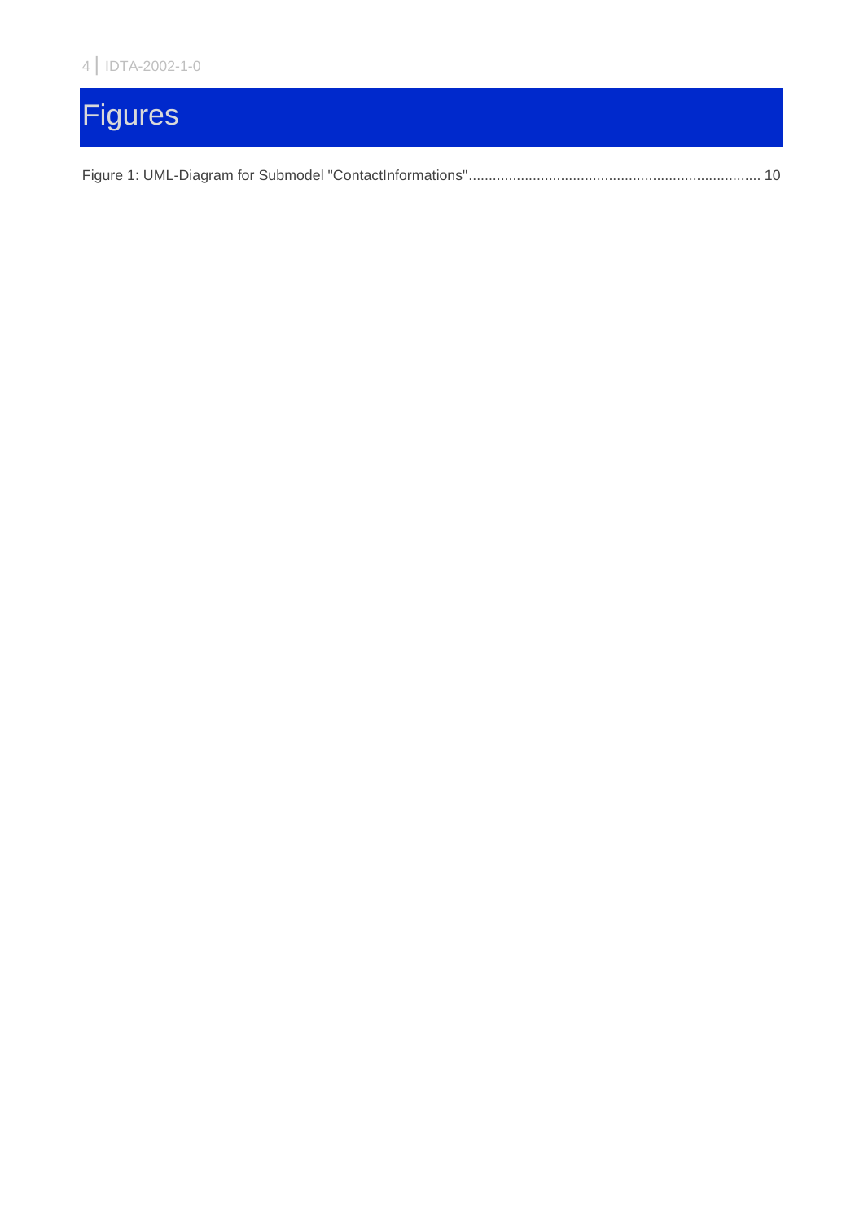# Figures

Figure 1: UML-Diagram for Submodel "ContactInformations" ........................................................................ 10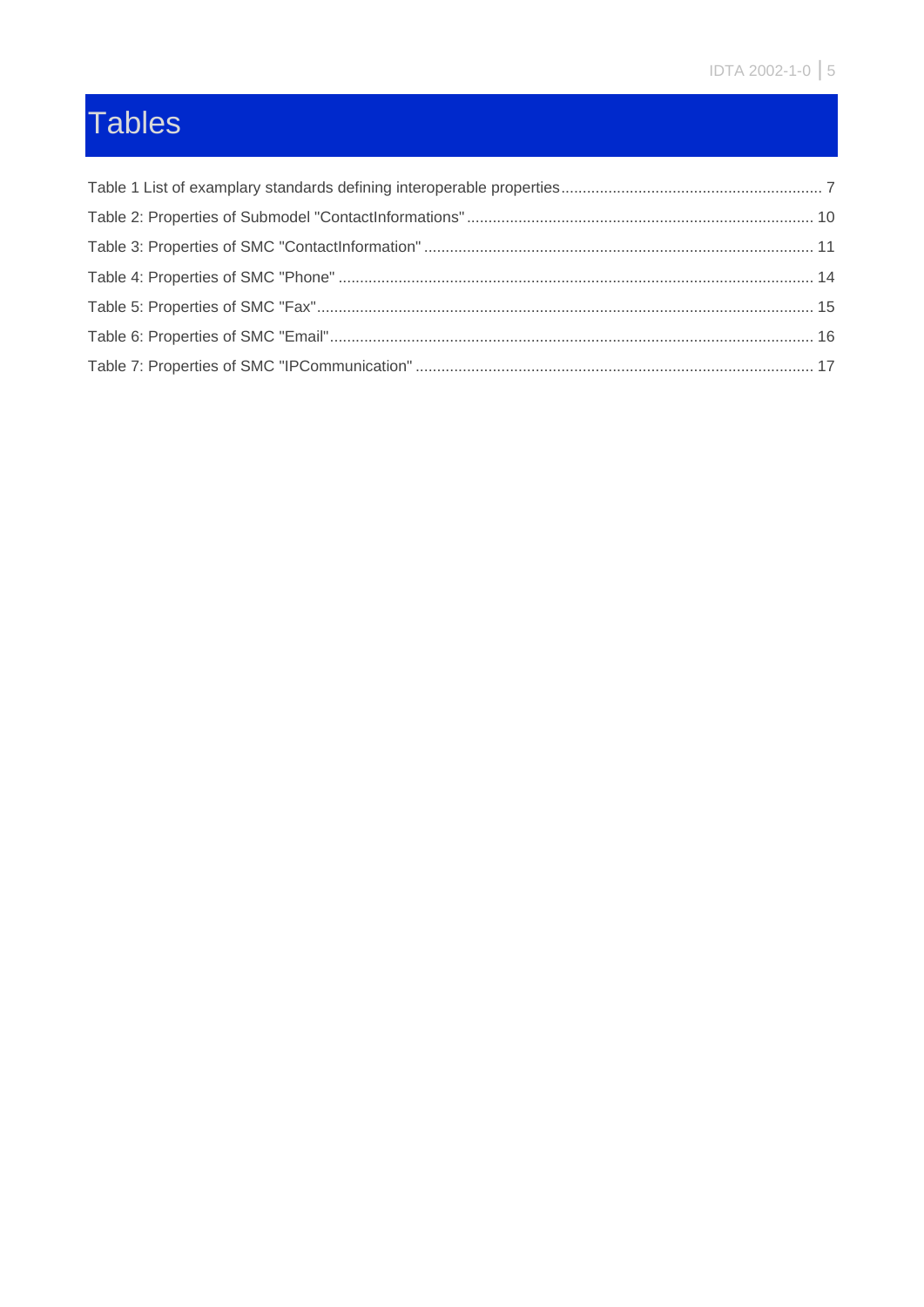# Tables

Table 1 List of examplary standards defining interoperable properties .... 7
Table 2: Properties of Submodel "ContactInformations" .... 10
Table 3: Properties of SMC "ContactInformation" .... 11
Table 4: Properties of SMC "Phone" .... 14
Table 5: Properties of SMC "Fax" .... 15
Table 6: Properties of SMC "Email" .... 16
Table 7: Properties of SMC "IPCommunication" .... 17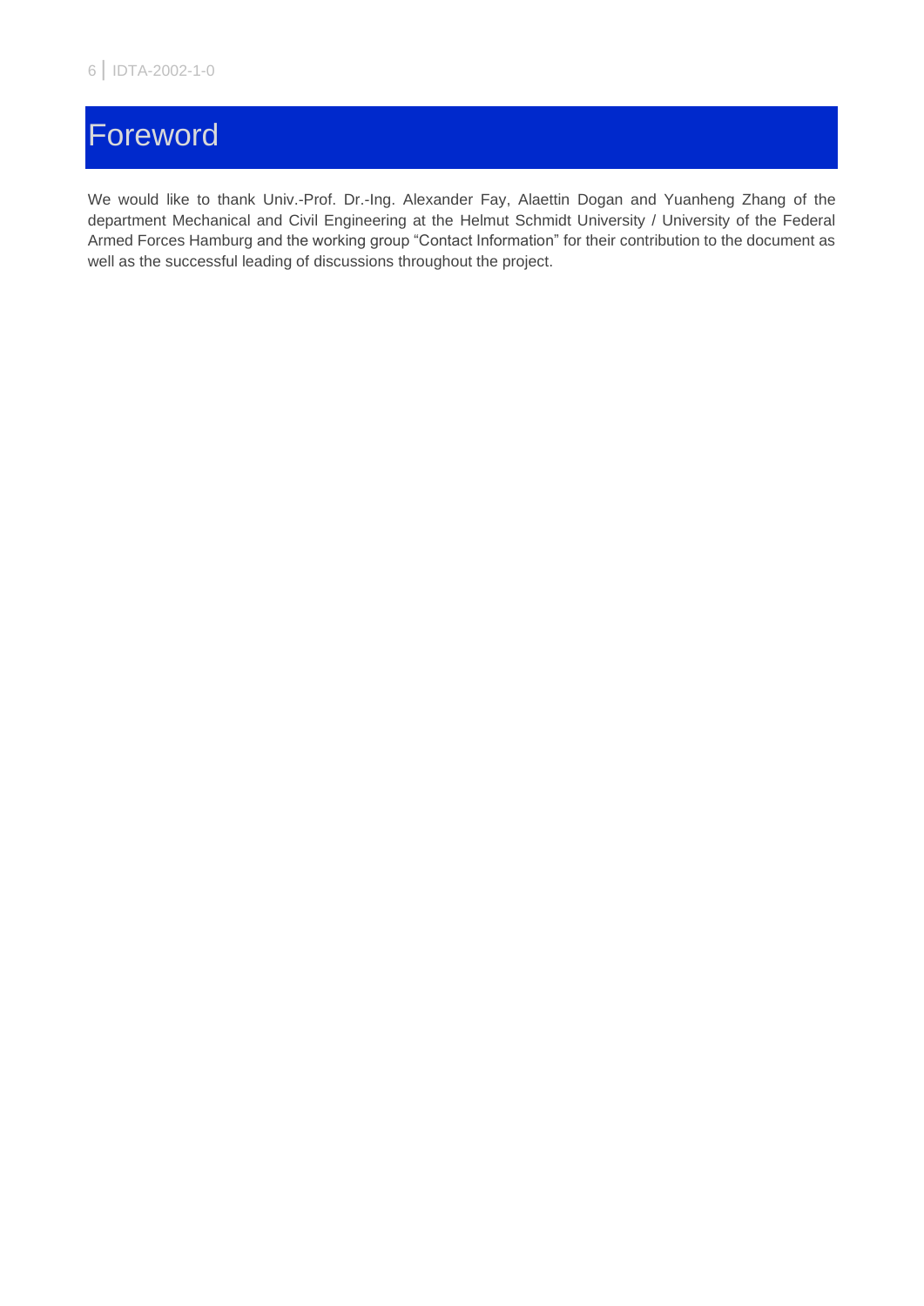# Foreword

We would like to thank Univ.-Prof. Dr.-Ing. Alexander Fay, Alaettin Dogan and Yuanheng Zhang of the department Mechanical and Civil Engineering at the Helmut Schmidt University / University of the Federal Armed Forces Hamburg and the working group "Contact Information" for their contribution to the document as well as the successful leading of discussions throughout the project.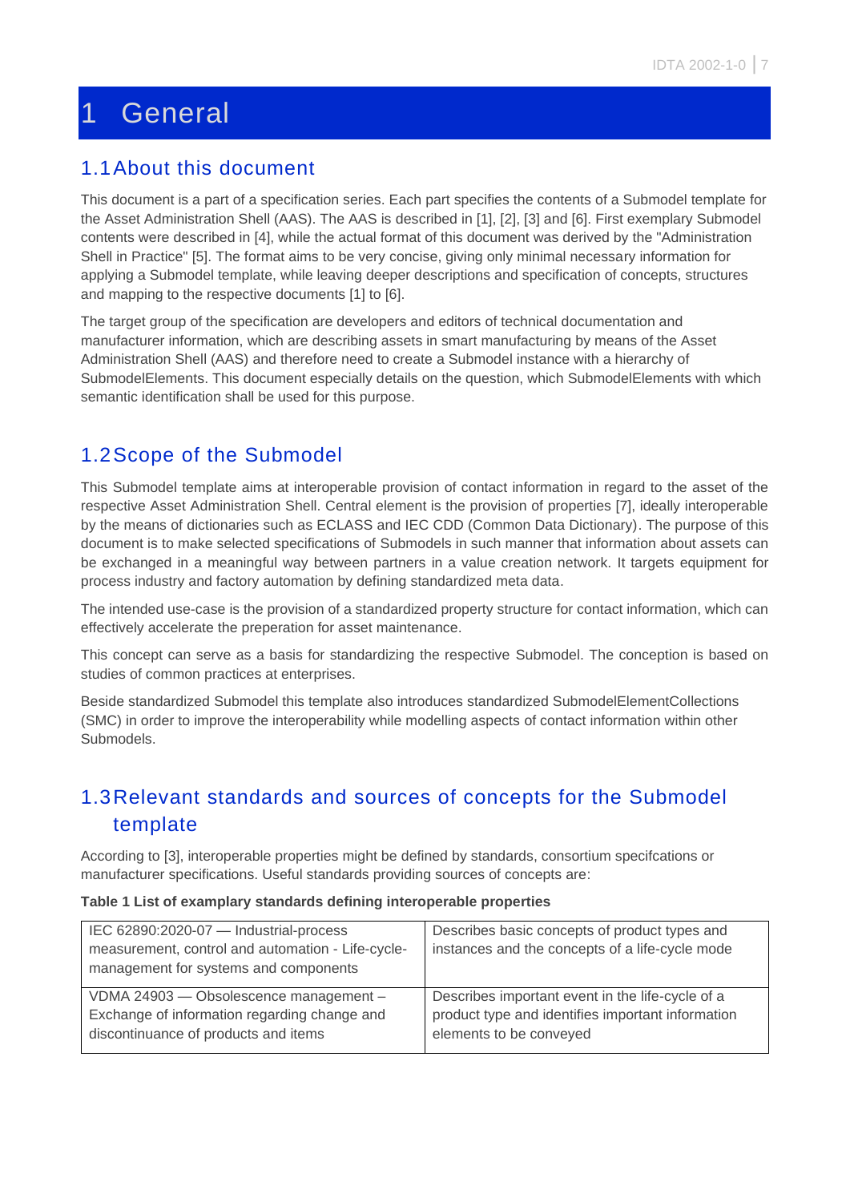# 1 General

## 1.1 About this document

This document is a part of a specification series. Each part specifies the contents of a Submodel template for the Asset Administration Shell (AAS). The AAS is described in [1], [2], [3] and [6]. First exemplary Submodel contents were described in [4], while the actual format of this document was derived by the "Administration Shell in Practice" [5]. The format aims to be very concise, giving only minimal necessary information for applying a Submodel template, while leaving deeper descriptions and specification of concepts, structures and mapping to the respective documents [1] to [6].

The target group of the specification are developers and editors of technical documentation and manufacturer information, which are describing assets in smart manufacturing by means of the Asset Administration Shell (AAS) and therefore need to create a Submodel instance with a hierarchy of SubmodelElements. This document especially details on the question, which SubmodelElements with which semantic identification shall be used for this purpose.

## 1.2 Scope of the Submodel

This Submodel template aims at interoperable provision of contact information in regard to the asset of the respective Asset Administration Shell. Central element is the provision of properties [7], ideally interoperable by the means of dictionaries such as ECLASS and IEC CDD (Common Data Dictionary). The purpose of this document is to make selected specifications of Submodels in such manner that information about assets can be exchanged in a meaningful way between partners in a value creation network. It targets equipment for process industry and factory automation by defining standardized meta data.

The intended use-case is the provision of a standardized property structure for contact information, which can effectively accelerate the preperation for asset maintenance.

This concept can serve as a basis for standardizing the respective Submodel. The conception is based on studies of common practices at enterprises.

Beside standardized Submodel this template also introduces standardized SubmodelElementCollections (SMC) in order to improve the interoperability while modelling aspects of contact information within other Submodels.

## 1.3 Relevant standards and sources of concepts for the Submodel template

According to [3], interoperable properties might be defined by standards, consortium specifcations or manufacturer specifications. Useful standards providing sources of concepts are:

**Table 1 List of examplary standards defining interoperable properties**

| | |
|---|---|
| IEC 62890:2020-07 — Industrial-process measurement, control and automation - Life-cycle-management for systems and components | Describes basic concepts of product types and instances and the concepts of a life-cycle mode |
| VDMA 24903 — Obsolescence management – Exchange of information regarding change and discontinuance of products and items | Describes important event in the life-cycle of a product type and identifies important information elements to be conveyed |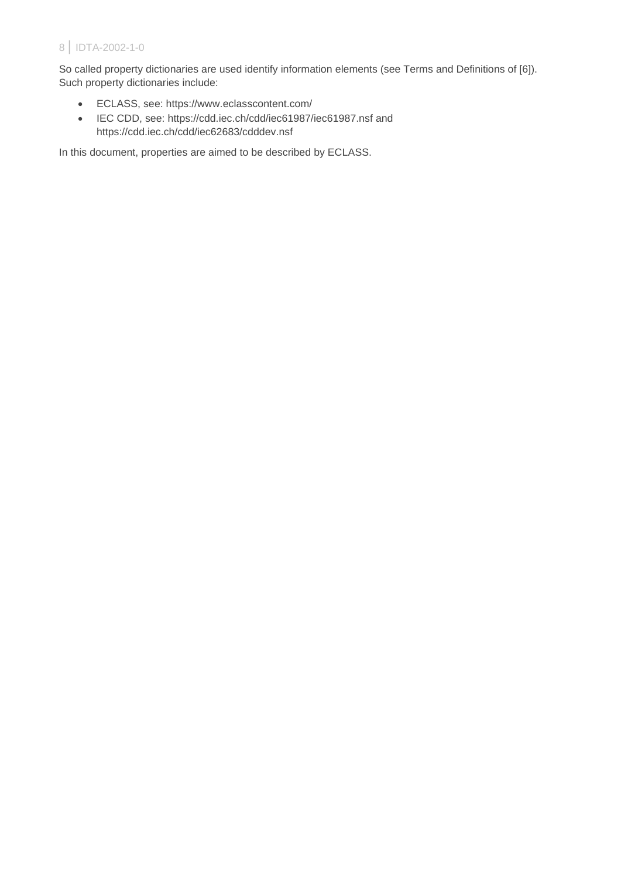So called property dictionaries are used identify information elements (see Terms and Definitions of [6]). Such property dictionaries include:

- ECLASS, see: https://www.eclasscontent.com/
- IEC CDD, see: https://cdd.iec.ch/cdd/iec61987/iec61987.nsf and https://cdd.iec.ch/cdd/iec62683/cdddev.nsf

In this document, properties are aimed to be described by ECLASS.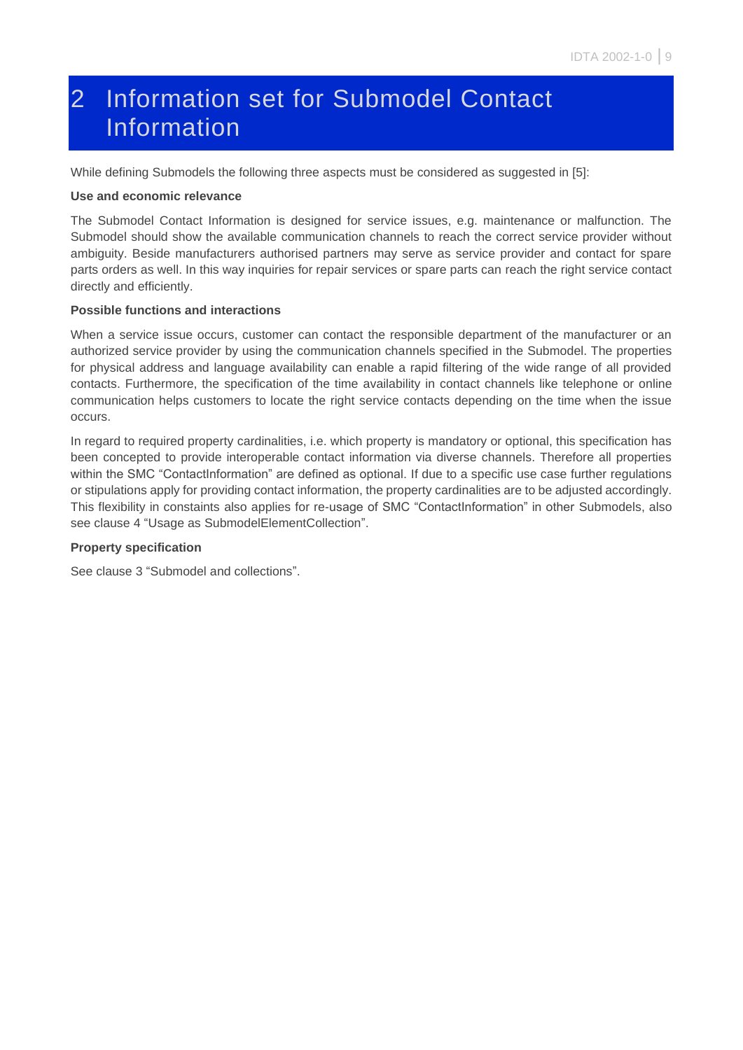# 2 Information set for Submodel Contact Information

While defining Submodels the following three aspects must be considered as suggested in [5]:

**Use and economic relevance**

The Submodel Contact Information is designed for service issues, e.g. maintenance or malfunction. The Submodel should show the available communication channels to reach the correct service provider without ambiguity. Beside manufacturers authorised partners may serve as service provider and contact for spare parts orders as well. In this way inquiries for repair services or spare parts can reach the right service contact directly and efficiently.

**Possible functions and interactions**

When a service issue occurs, customer can contact the responsible department of the manufacturer or an authorized service provider by using the communication channels specified in the Submodel. The properties for physical address and language availability can enable a rapid filtering of the wide range of all provided contacts. Furthermore, the specification of the time availability in contact channels like telephone or online communication helps customers to locate the right service contacts depending on the time when the issue occurs.

In regard to required property cardinalities, i.e. which property is mandatory or optional, this specification has been concepted to provide interoperable contact information via diverse channels. Therefore all properties within the SMC "ContactInformation" are defined as optional. If due to a specific use case further regulations or stipulations apply for providing contact information, the property cardinalities are to be adjusted accordingly. This flexibility in constaints also applies for re-usage of SMC "ContactInformation" in other Submodels, also see clause 4 "Usage as SubmodelElementCollection".

**Property specification**

See clause 3 "Submodel and collections".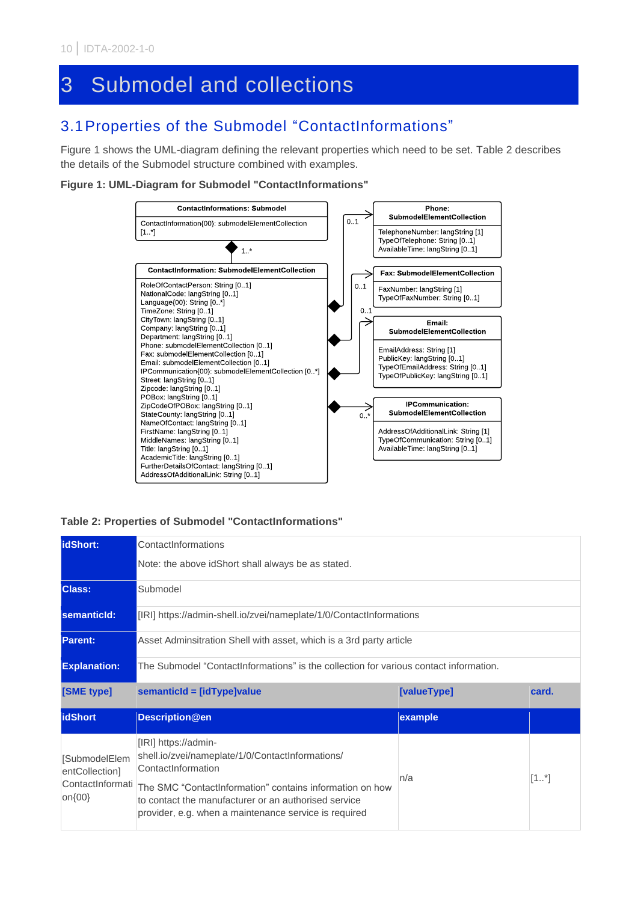# 3 Submodel and collections

## 3.1 Properties of the Submodel “ContactInformations”

Figure 1 shows the UML-diagram defining the relevant properties which need to be set. Table 2 describes the details of the Submodel structure combined with examples.

**Figure 1: UML-Diagram for Submodel "ContactInformations"**

**ContactInformations: Submodel**

ContactInformation{00}: submodelElementCollection [1..*]

**ContactInformation: SubmodelElementCollection**

RoleOfContactPerson: String [0..1]
NationalCode: langString [0..1]
Language{00}: String [0..*]
TimeZone: String [0..1]
CityTown: langString [0..1]
Company: langString [0..1]
Department: langString [0..1]
Phone: submodelElementCollection [0..1]
Fax: submodelElementCollection [0..1]
Email: submodelElementCollection [0..1]
IPCommunication{00}: submodelElementCollection [0..*]
Street: langString [0..1]
Zipcode: langString [0..1]
POBox: langString [0..1]
ZipCodeOfPOBox: langString [0..1]
StateCounty: langString [0..1]
NameOfContact: langString [0..1]
FirstName: langString [0..1]
MiddleNames: langString [0..1]
Title: langString [0..1]
AcademicTitle: langString [0..1]
FurtherDetailsOfContact: langString [0..1]
AddressOfAdditionalLink: String [0..1]

**Phone: SubmodelElementCollection**

TelephoneNumber: langString [1]
TypeOfTelephone: String [0..1]
AvailableTime: langString [0..1]

**Fax: SubmodelElementCollection**

FaxNumber: langString [1]
TypeOfFaxNumber: String [0..1]

**Email: SubmodelElementCollection**

EmailAddress: String [1]
PublicKey: langString [0..1]
TypeOfEmailAddress: String [0..1]
TypeOfPublicKey: langString [0..1]

**IPCommunication: SubmodelElementCollection**

AddressOfAdditionalLink: String [1]
TypeOfCommunication: String [0..1]
AvailableTime: langString [0..1]

**Table 2: Properties of Submodel "ContactInformations"**

| **idShort:** | ContactInformations<br><br>Note: the above idShort shall always be as stated. | | |
|---|---|---|---|
| **Class:** | Submodel | | |
| **semanticId:** | [IRI] https://admin-shell.io/zvei/nameplate/1/0/ContactInformations | | |
| **Parent:** | Asset Adminsitration Shell with asset, which is a 3rd party article | | |
| **Explanation:** | The Submodel “ContactInformations” is the collection for various contact information. | | |
| **[SME type]** | **semanticId = [idType]value** | **[valueType]** | **card.** |
| **idShort** | **Description@en** | **example** | |
| [SubmodelElementCollection] ContactInformation{00} | [IRI] https://admin-shell.io/zvei/nameplate/1/0/ContactInformations/ContactInformation<br><br>The SMC “ContactInformation” contains information on how to contact the manufacturer or an authorised service provider, e.g. when a maintenance service is required | n/a | [1..*] |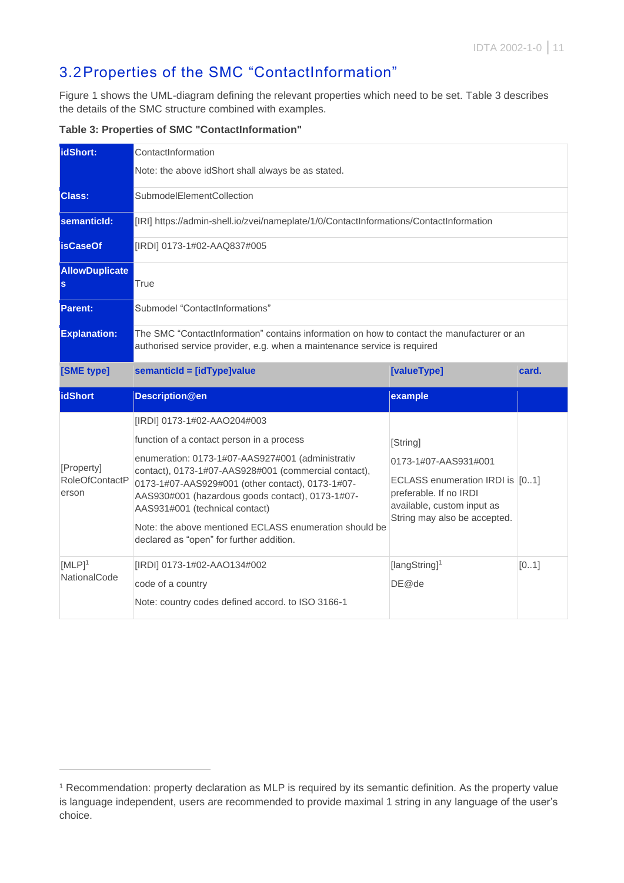## 3.2 Properties of the SMC "ContactInformation"

Figure 1 shows the UML-diagram defining the relevant properties which need to be set. Table 3 describes the details of the SMC structure combined with examples.

**Table 3: Properties of SMC "ContactInformation"**

| **idShort:** | ContactInformation<br>Note: the above idShort shall always be as stated. | | |
|---|---|---|---|
| **Class:** | SubmodelElementCollection | | |
| **semanticId:** | [IRI] https://admin-shell.io/zvei/nameplate/1/0/ContactInformations/ContactInformation | | |
| **isCaseOf** | [IRDI] 0173-1#02-AAQ837#005 | | |
| **AllowDuplicates** | True | | |
| **Parent:** | Submodel "ContactInformations" | | |
| **Explanation:** | The SMC "ContactInformation" contains information on how to contact the manufacturer or an authorised service provider, e.g. when a maintenance service is required | | |
| **[SME type]** | **semanticId = [idType]value** | **[valueType]** | **card.** |
| **idShort** | **Description@en** | **example** | |
| [Property] RoleOfContactPerson | [IRDI] 0173-1#02-AAO204#003<br>function of a contact person in a process<br>enumeration: 0173-1#07-AAS927#001 (administrativ contact), 0173-1#07-AAS928#001 (commercial contact), 0173-1#07-AAS929#001 (other contact), 0173-1#07-AAS930#001 (hazardous goods contact), 0173-1#07-AAS931#001 (technical contact)<br>Note: the above mentioned ECLASS enumeration should be declared as "open" for further addition. | [String]<br>0173-1#07-AAS931#001<br>ECLASS enumeration IRDI is preferable. If no IRDI available, custom input as String may also be accepted. | [0..1] |
| [MLP][1] NationalCode | [IRDI] 0173-1#02-AAO134#002<br>code of a country<br>Note: country codes defined accord. to ISO 3166-1 | [langString][1]<br>DE@de | [0..1] |

[1] Recommendation: property declaration as MLP is required by its semantic definition. As the property value is language independent, users are recommended to provide maximal 1 string in any language of the user's choice.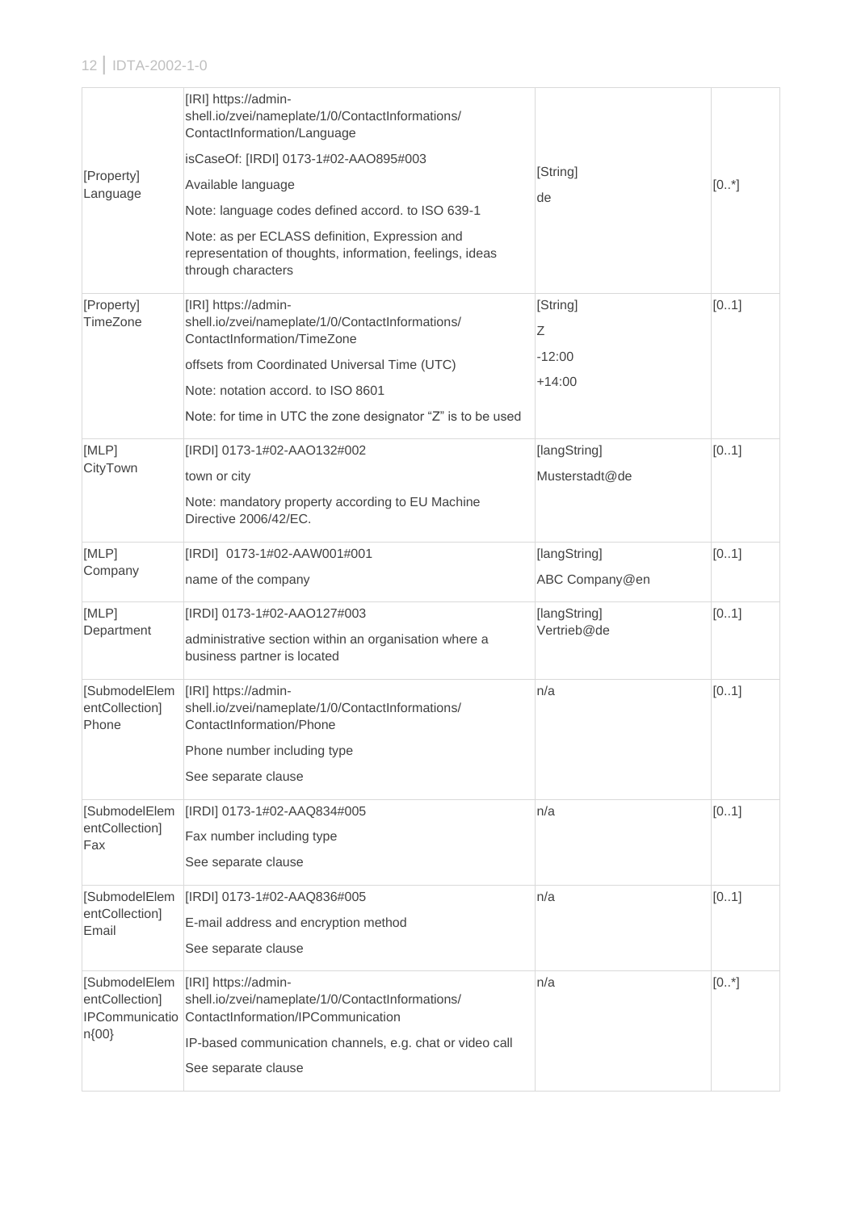| | | | |
|---|---|---|---|
| [Property] Language | [IRI] https://admin-shell.io/zvei/nameplate/1/0/ContactInformations/ContactInformation/Language<br><br>isCaseOf: [IRDI] 0173-1#02-AAO895#003<br><br>Available language<br><br>Note: language codes defined accord. to ISO 639-1<br><br>Note: as per ECLASS definition, Expression and representation of thoughts, information, feelings, ideas through characters | [String]<br><br>de | [0..*] |
| [Property] TimeZone | [IRI] https://admin-shell.io/zvei/nameplate/1/0/ContactInformations/ContactInformation/TimeZone<br><br>offsets from Coordinated Universal Time (UTC)<br><br>Note: notation accord. to ISO 8601<br><br>Note: for time in UTC the zone designator "Z" is to be used | [String]<br><br>Z<br><br>-12:00<br><br>+14:00 | [0..1] |
| [MLP] CityTown | [IRDI] 0173-1#02-AAO132#002<br><br>town or city<br><br>Note: mandatory property according to EU Machine Directive 2006/42/EC. | [langString]<br><br>Musterstadt@de | [0..1] |
| [MLP] Company | [IRDI] 0173-1#02-AAW001#001<br><br>name of the company | [langString]<br><br>ABC Company@en | [0..1] |
| [MLP] Department | [IRDI] 0173-1#02-AAO127#003<br><br>administrative section within an organisation where a business partner is located | [langString]<br>Vertrieb@de | [0..1] |
| [SubmodelElementCollection] Phone | [IRI] https://admin-shell.io/zvei/nameplate/1/0/ContactInformations/ContactInformation/Phone<br><br>Phone number including type<br><br>See separate clause | n/a | [0..1] |
| [SubmodelElementCollection] Fax | [IRDI] 0173-1#02-AAQ834#005<br><br>Fax number including type<br><br>See separate clause | n/a | [0..1] |
| [SubmodelElementCollection] Email | [IRDI] 0173-1#02-AAQ836#005<br><br>E-mail address and encryption method<br><br>See separate clause | n/a | [0..1] |
| [SubmodelElementCollection] IPCommunication{00} | [IRI] https://admin-shell.io/zvei/nameplate/1/0/ContactInformations/ContactInformation/IPCommunication<br><br>IP-based communication channels, e.g. chat or video call<br><br>See separate clause | n/a | [0..*] |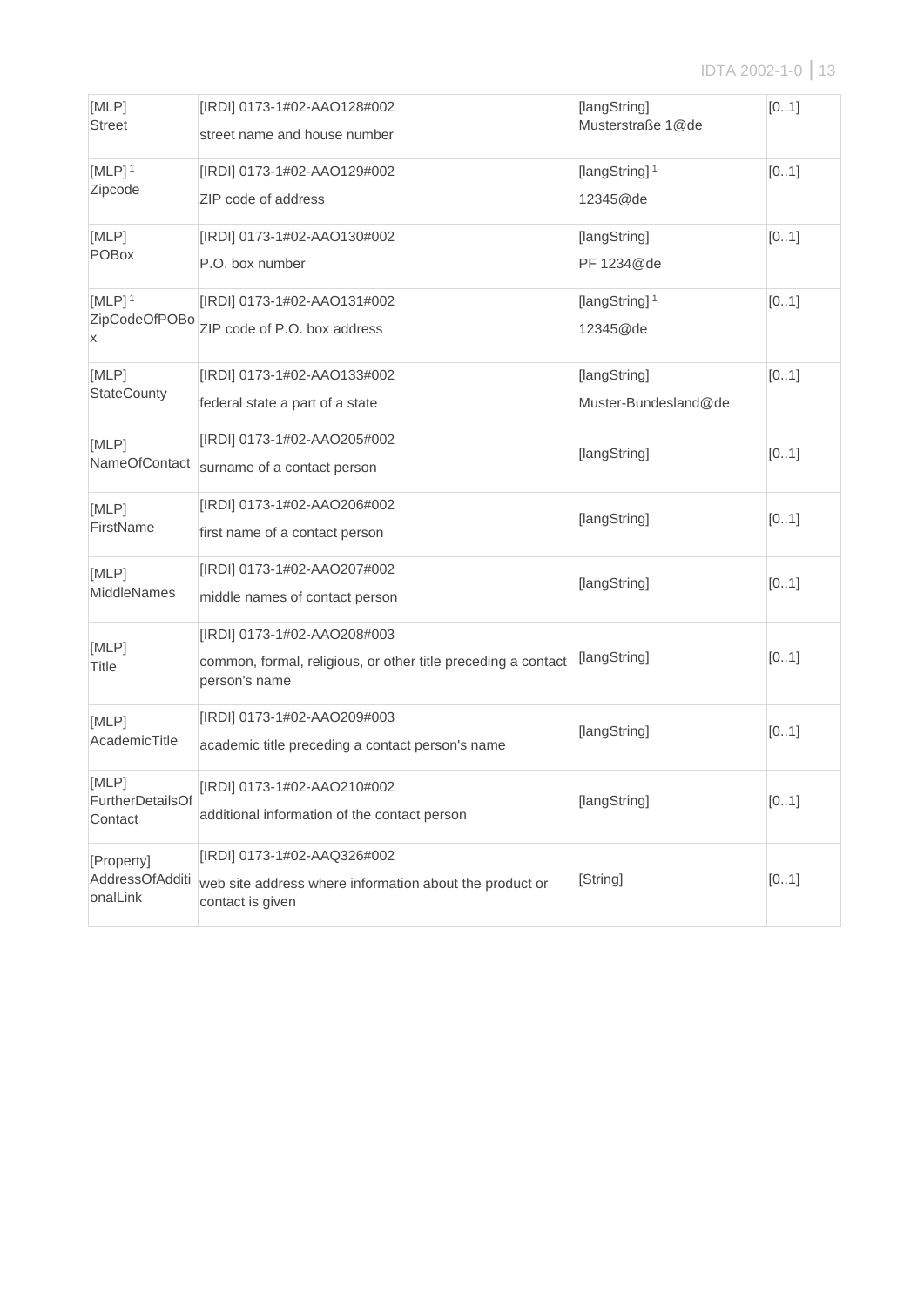| | | | |
|---|---|---|---|
| [MLP]<br>Street | [IRDI] 0173-1#02-AAO128#002<br>street name and house number | [langString]<br>Musterstraße 1@de | [0..1] |
| [MLP] [1]<br>Zipcode | [IRDI] 0173-1#02-AAO129#002<br>ZIP code of address | [langString] [1]<br>12345@de | [0..1] |
| [MLP]<br>POBox | [IRDI] 0173-1#02-AAO130#002<br>P.O. box number | [langString]<br>PF 1234@de | [0..1] |
| [MLP] [1]<br>ZipCodeOfPOBox | [IRDI] 0173-1#02-AAO131#002<br>ZIP code of P.O. box address | [langString] [1]<br>12345@de | [0..1] |
| [MLP]<br>StateCounty | [IRDI] 0173-1#02-AAO133#002<br>federal state a part of a state | [langString]<br>Muster-Bundesland@de | [0..1] |
| [MLP]<br>NameOfContact | [IRDI] 0173-1#02-AAO205#002<br>surname of a contact person | [langString] | [0..1] |
| [MLP]<br>FirstName | [IRDI] 0173-1#02-AAO206#002<br>first name of a contact person | [langString] | [0..1] |
| [MLP]<br>MiddleNames | [IRDI] 0173-1#02-AAO207#002<br>middle names of contact person | [langString] | [0..1] |
| [MLP]<br>Title | [IRDI] 0173-1#02-AAO208#003<br>common, formal, religious, or other title preceding a contact person's name | [langString] | [0..1] |
| [MLP]<br>AcademicTitle | [IRDI] 0173-1#02-AAO209#003<br>academic title preceding a contact person's name | [langString] | [0..1] |
| [MLP]<br>FurtherDetailsOfContact | [IRDI] 0173-1#02-AAO210#002<br>additional information of the contact person | [langString] | [0..1] |
| [Property]<br>AddressOfAdditionalLink | [IRDI] 0173-1#02-AAQ326#002<br>web site address where information about the product or contact is given | [String] | [0..1] |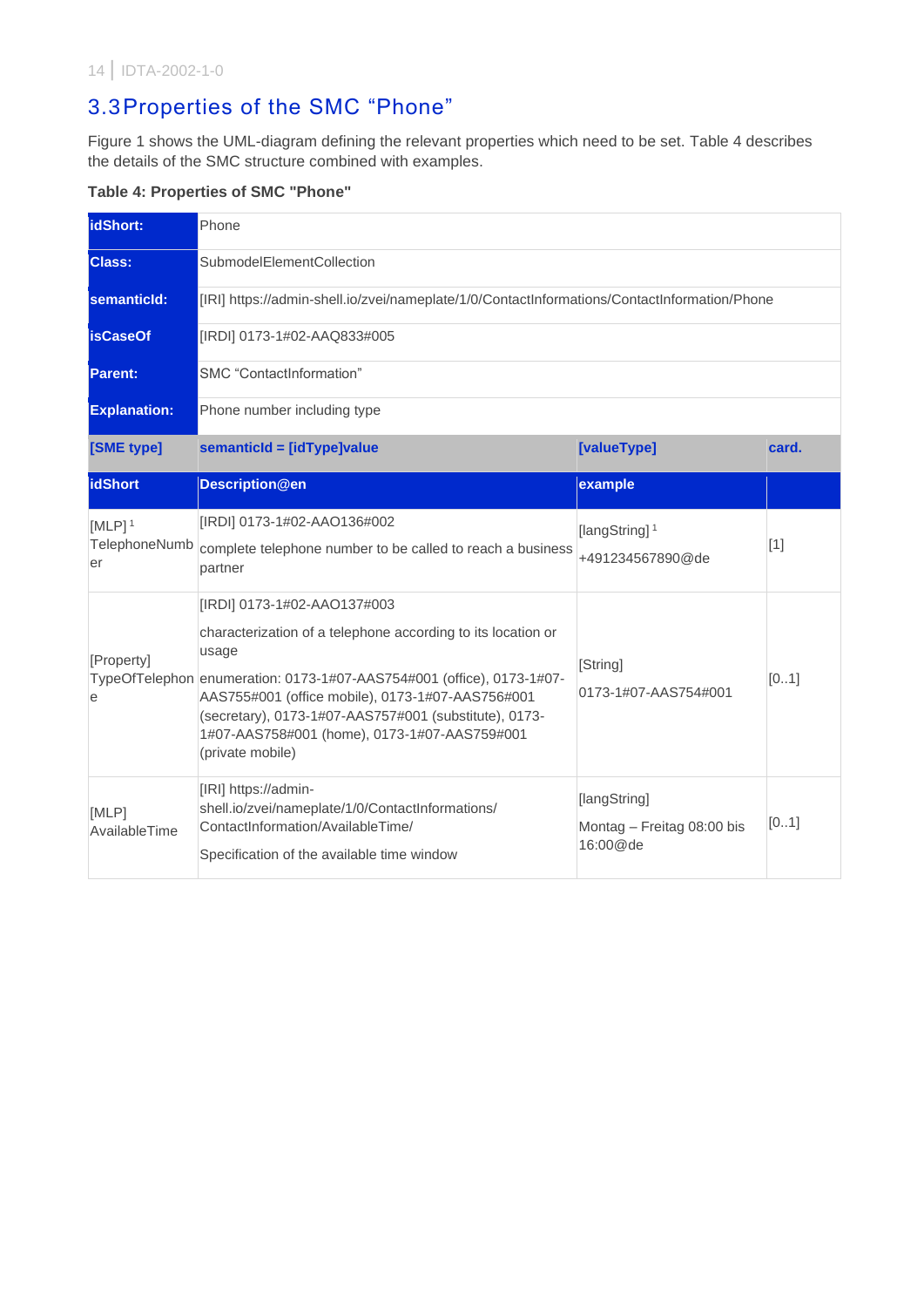## 3.3 Properties of the SMC "Phone"

Figure 1 shows the UML-diagram defining the relevant properties which need to be set. Table 4 describes the details of the SMC structure combined with examples.

**Table 4: Properties of SMC "Phone"**

| **idShort:** | Phone | | |
|---|---|---|---|
| **Class:** | SubmodelElementCollection | | |
| **semanticId:** | [IRI] https://admin-shell.io/zvei/nameplate/1/0/ContactInformations/ContactInformation/Phone | | |
| **isCaseOf** | [IRDI] 0173-1#02-AAQ833#005 | | |
| **Parent:** | SMC "ContactInformation" | | |
| **Explanation:** | Phone number including type | | |
| **[SME type]** | **semanticId = [idType]value** | **[valueType]** | **card.** |
| **idShort** | **Description@en** | **example** | |
| [MLP][1] TelephoneNumber | [IRDI] 0173-1#02-AAO136#002<br>complete telephone number to be called to reach a business partner | [langString][1]<br>+491234567890@de | [1] |
| [Property] TypeOfTelephone | [IRDI] 0173-1#02-AAO137#003<br>characterization of a telephone according to its location or usage<br>enumeration: 0173-1#07-AAS754#001 (office), 0173-1#07-AAS755#001 (office mobile), 0173-1#07-AAS756#001 (secretary), 0173-1#07-AAS757#001 (substitute), 0173-1#07-AAS758#001 (home), 0173-1#07-AAS759#001 (private mobile) | [String]<br>0173-1#07-AAS754#001 | [0..1] |
| [MLP] AvailableTime | [IRI] https://admin-shell.io/zvei/nameplate/1/0/ContactInformations/ContactInformation/AvailableTime/<br>Specification of the available time window | [langString]<br>Montag – Freitag 08:00 bis 16:00@de | [0..1] |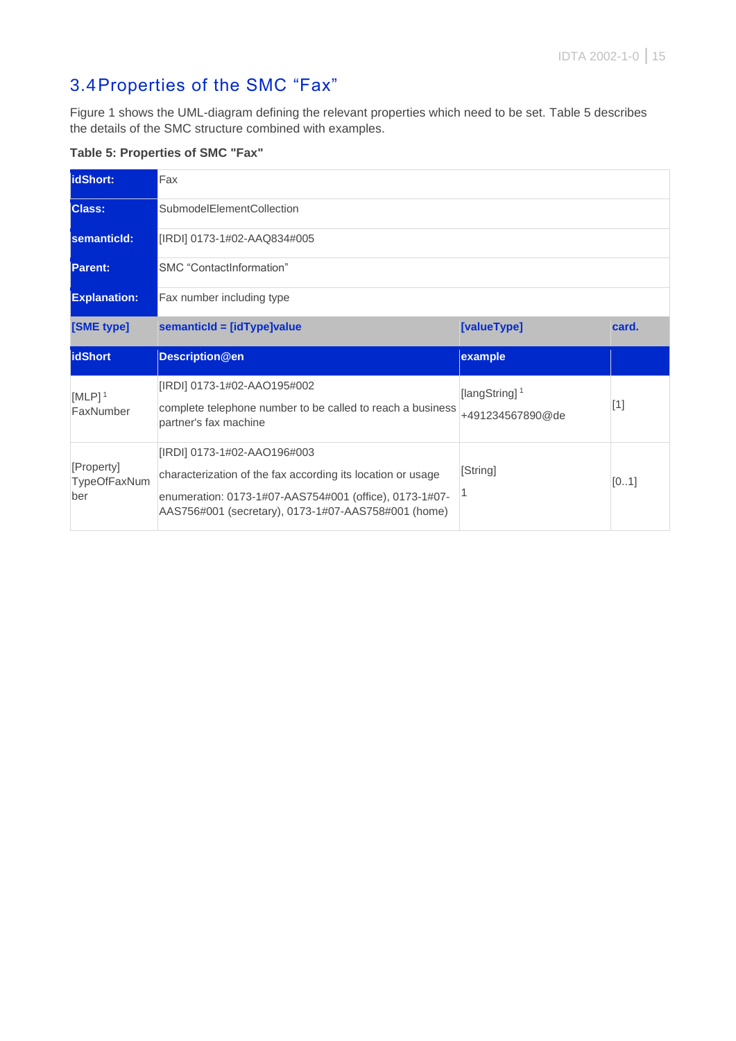## 3.4 Properties of the SMC "Fax"

Figure 1 shows the UML-diagram defining the relevant properties which need to be set. Table 5 describes the details of the SMC structure combined with examples.

**Table 5: Properties of SMC "Fax"**

| **idShort:** | Fax | | |
|---|---|---|---|
| **Class:** | SubmodelElementCollection | | |
| **semanticId:** | [IRDI] 0173-1#02-AAQ834#005 | | |
| **Parent:** | SMC "ContactInformation" | | |
| **Explanation:** | Fax number including type | | |
| **[SME type]** | **semanticId = [idType]value** | **[valueType]** | **card.** |
| **idShort** | **Description@en** | **example** | |
| [MLP] [1] FaxNumber | [IRDI] 0173-1#02-AAO195#002<br>complete telephone number to be called to reach a business partner's fax machine | [langString] [1]<br>+491234567890@de | [1] |
| [Property] TypeOfFaxNumber | [IRDI] 0173-1#02-AAO196#003<br>characterization of the fax according its location or usage<br>enumeration: 0173-1#07-AAS754#001 (office), 0173-1#07-AAS756#001 (secretary), 0173-1#07-AAS758#001 (home) | [String]<br>1 | [0..1] |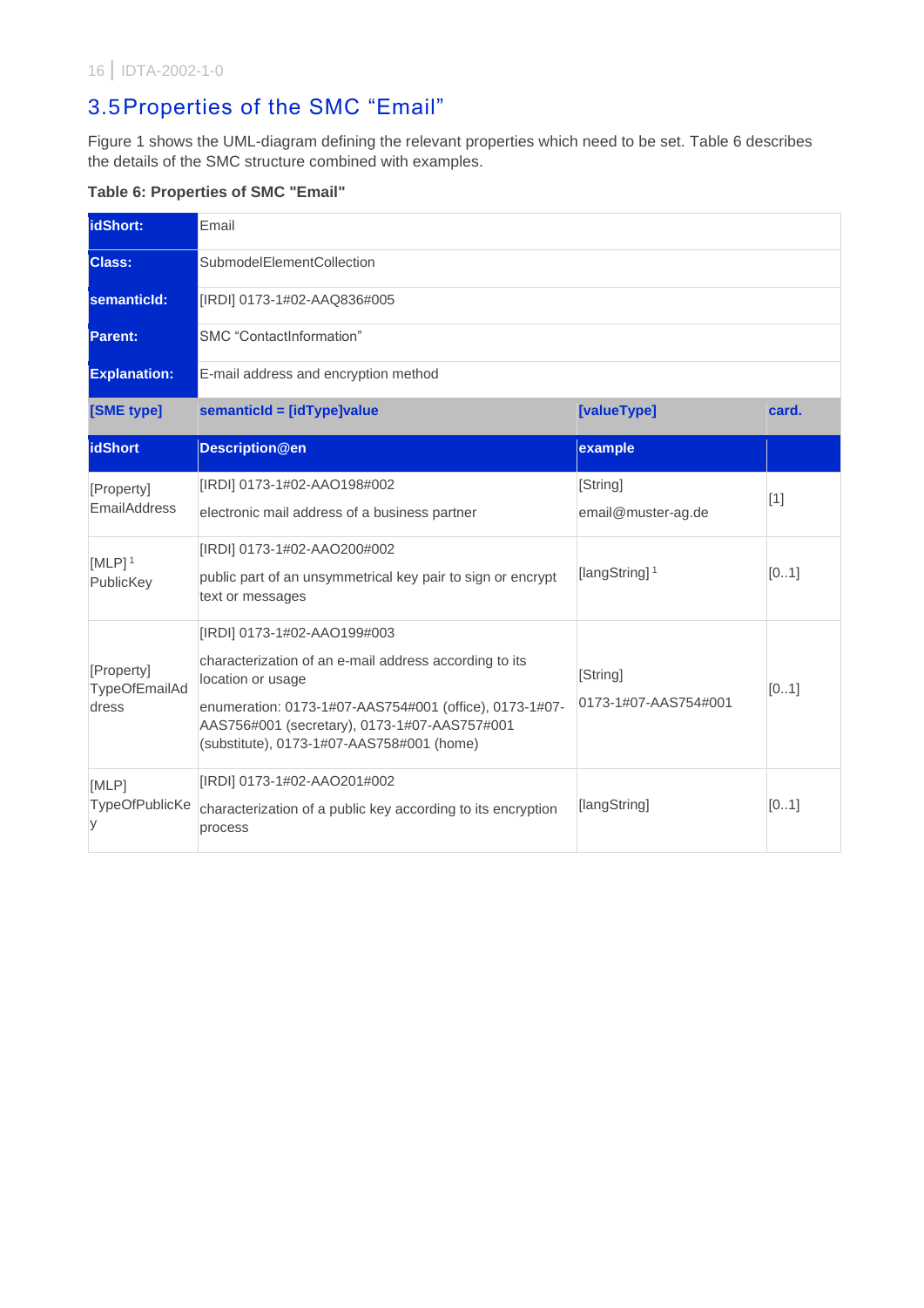## 3.5 Properties of the SMC "Email"

Figure 1 shows the UML-diagram defining the relevant properties which need to be set. Table 6 describes the details of the SMC structure combined with examples.

**Table 6: Properties of SMC "Email"**

| **idShort:** | Email | | |
|---|---|---|---|
| **Class:** | SubmodelElementCollection | | |
| **semanticId:** | [IRDI] 0173-1#02-AAQ836#005 | | |
| **Parent:** | SMC "ContactInformation" | | |
| **Explanation:** | E-mail address and encryption method | | |
| **[SME type]** | **semanticId = [idType]value** | **[valueType]** | **card.** |
| **idShort** | **Description@en** | **example** | |
| [Property] EmailAddress | [IRDI] 0173-1#02-AAO198#002<br>electronic mail address of a business partner | [String]<br>email@muster-ag.de | [1] |
| [MLP] [1] PublicKey | [IRDI] 0173-1#02-AAO200#002<br>public part of an unsymmetrical key pair to sign or encrypt text or messages | [langString] [1] | [0..1] |
| [Property] TypeOfEmailAddress | [IRDI] 0173-1#02-AAO199#003<br>characterization of an e-mail address according to its location or usage<br>enumeration: 0173-1#07-AAS754#001 (office), 0173-1#07-AAS756#001 (secretary), 0173-1#07-AAS757#001 (substitute), 0173-1#07-AAS758#001 (home) | [String]<br>0173-1#07-AAS754#001 | [0..1] |
| [MLP] TypeOfPublicKey | [IRDI] 0173-1#02-AAO201#002<br>characterization of a public key according to its encryption process | [langString] | [0..1] |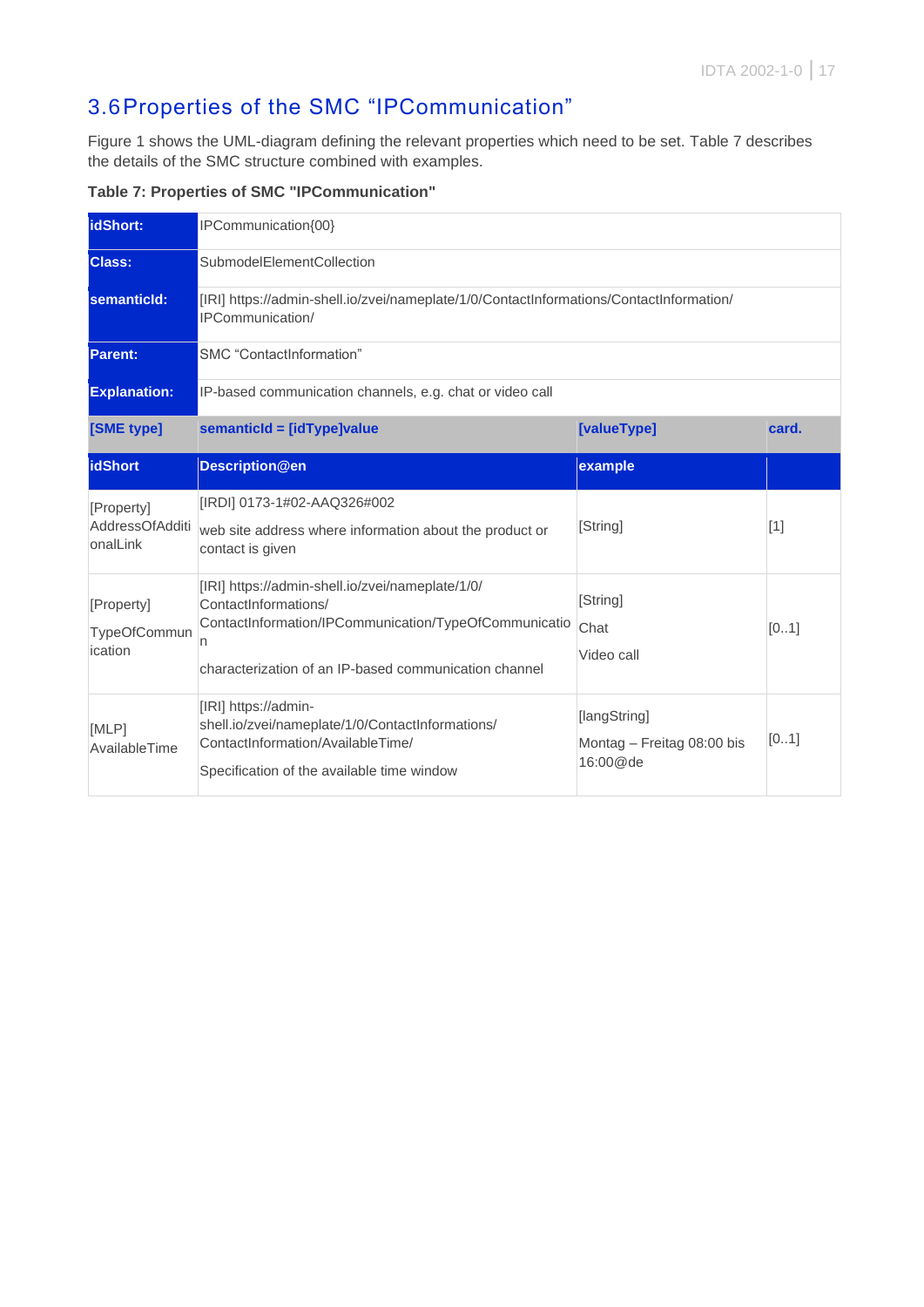## 3.6 Properties of the SMC "IPCommunication"

Figure 1 shows the UML-diagram defining the relevant properties which need to be set. Table 7 describes the details of the SMC structure combined with examples.

**Table 7: Properties of SMC "IPCommunication"**

| **idShort:** | IPCommunication{00} | | |
|---|---|---|---|
| **Class:** | SubmodelElementCollection | | |
| **semanticId:** | [IRI] https://admin-shell.io/zvei/nameplate/1/0/ContactInformations/ContactInformation/IPCommunication/ | | |
| **Parent:** | SMC "ContactInformation" | | |
| **Explanation:** | IP-based communication channels, e.g. chat or video call | | |
| **[SME type]** | **semanticId = [idType]value** | **[valueType]** | **card.** |
| **idShort** | **Description@en** | **example** | |
| [Property] AddressOfAdditionalLink | [IRDI] 0173-1#02-AAQ326#002<br>web site address where information about the product or contact is given | [String] | [1] |
| [Property] TypeOfCommunication | [IRI] https://admin-shell.io/zvei/nameplate/1/0/ContactInformations/ContactInformation/IPCommunication/TypeOfCommunication<br>characterization of an IP-based communication channel | [String]<br>Chat<br>Video call | [0..1] |
| [MLP] AvailableTime | [IRI] https://admin-shell.io/zvei/nameplate/1/0/ContactInformations/ContactInformation/AvailableTime/<br>Specification of the available time window | [langString]<br>Montag – Freitag 08:00 bis 16:00@de | [0..1] |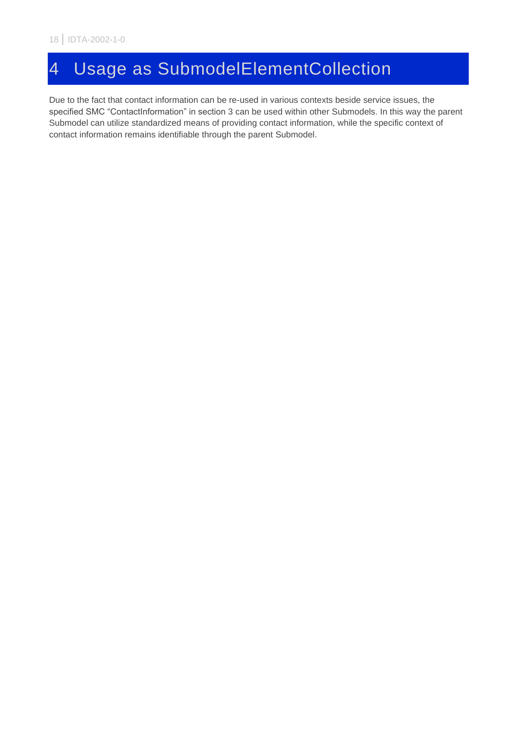# 4 Usage as SubmodelElementCollection

Due to the fact that contact information can be re-used in various contexts beside service issues, the specified SMC “ContactInformation” in section 3 can be used within other Submodels. In this way the parent Submodel can utilize standardized means of providing contact information, while the specific context of contact information remains identifiable through the parent Submodel.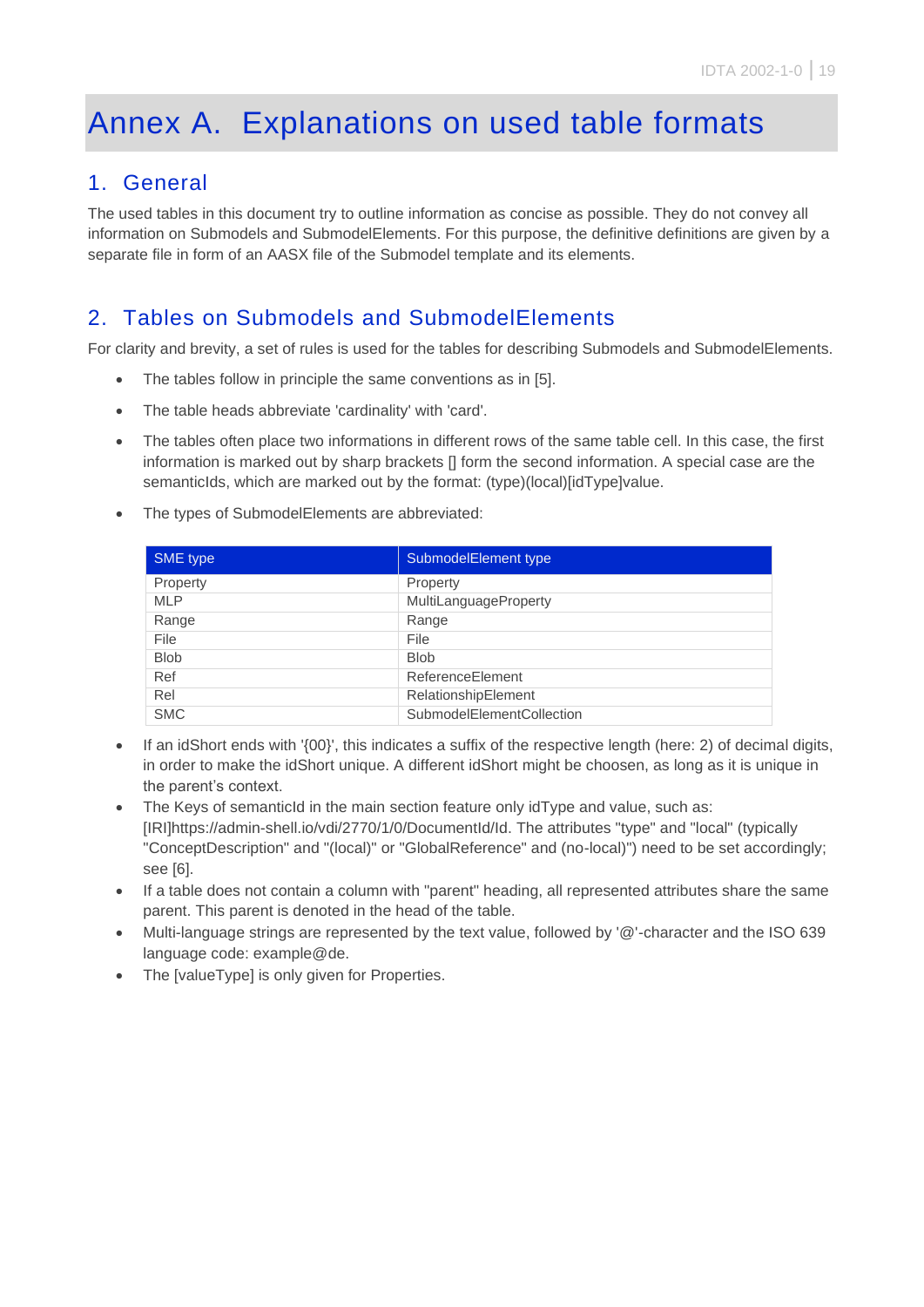# Annex A. Explanations on used table formats

## 1. General

The used tables in this document try to outline information as concise as possible. They do not convey all information on Submodels and SubmodelElements. For this purpose, the definitive definitions are given by a separate file in form of an AASX file of the Submodel template and its elements.

## 2. Tables on Submodels and SubmodelElements

For clarity and brevity, a set of rules is used for the tables for describing Submodels and SubmodelElements.

- The tables follow in principle the same conventions as in [5].
- The table heads abbreviate 'cardinality' with 'card'.
- The tables often place two informations in different rows of the same table cell. In this case, the first information is marked out by sharp brackets [] form the second information. A special case are the semanticIds, which are marked out by the format: (type)(local)[idType]value.
- The types of SubmodelElements are abbreviated:

| SME type | SubmodelElement type |
|---|---|
| Property | Property |
| MLP | MultiLanguageProperty |
| Range | Range |
| File | File |
| Blob | Blob |
| Ref | ReferenceElement |
| Rel | RelationshipElement |
| SMC | SubmodelElementCollection |

- If an idShort ends with '{00}', this indicates a suffix of the respective length (here: 2) of decimal digits, in order to make the idShort unique. A different idShort might be choosen, as long as it is unique in the parent's context.
- The Keys of semanticId in the main section feature only idType and value, such as: [IRI]https://admin-shell.io/vdi/2770/1/0/DocumentId/Id. The attributes "type" and "local" (typically "ConceptDescription" and "(local)" or "GlobalReference" and (no-local)") need to be set accordingly; see [6].
- If a table does not contain a column with "parent" heading, all represented attributes share the same parent. This parent is denoted in the head of the table.
- Multi-language strings are represented by the text value, followed by '@'-character and the ISO 639 language code: example@de.
- The [valueType] is only given for Properties.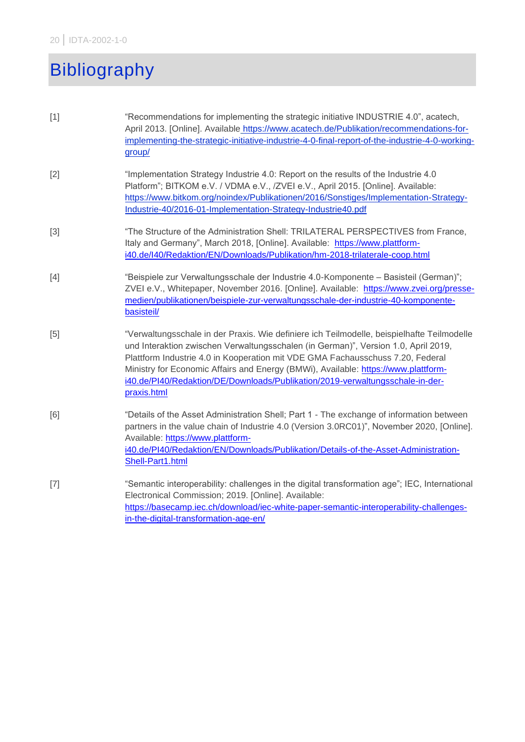# Bibliography

[1] "Recommendations for implementing the strategic initiative INDUSTRIE 4.0", acatech, April 2013. [Online]. Available https://www.acatech.de/Publikation/recommendations-for-implementing-the-strategic-initiative-industrie-4-0-final-report-of-the-industrie-4-0-working-group/

[2] "Implementation Strategy Industrie 4.0: Report on the results of the Industrie 4.0 Platform"; BITKOM e.V. / VDMA e.V., /ZVEI e.V., April 2015. [Online]. Available: https://www.bitkom.org/noindex/Publikationen/2016/Sonstiges/Implementation-Strategy-Industrie-40/2016-01-Implementation-Strategy-Industrie40.pdf

[3] "The Structure of the Administration Shell: TRILATERAL PERSPECTIVES from France, Italy and Germany", March 2018, [Online]. Available: https://www.plattform-i40.de/I40/Redaktion/EN/Downloads/Publikation/hm-2018-trilaterale-coop.html

[4] "Beispiele zur Verwaltungsschale der Industrie 4.0-Komponente – Basisteil (German)"; ZVEI e.V., Whitepaper, November 2016. [Online]. Available: https://www.zvei.org/presse-medien/publikationen/beispiele-zur-verwaltungsschale-der-industrie-40-komponente-basisteil/

[5] "Verwaltungsschale in der Praxis. Wie definiere ich Teilmodelle, beispielhafte Teilmodelle und Interaktion zwischen Verwaltungsschalen (in German)", Version 1.0, April 2019, Plattform Industrie 4.0 in Kooperation mit VDE GMA Fachausschuss 7.20, Federal Ministry for Economic Affairs and Energy (BMWi), Available: https://www.plattform-i40.de/PI40/Redaktion/DE/Downloads/Publikation/2019-verwaltungsschale-in-der-praxis.html

[6] "Details of the Asset Administration Shell; Part 1 - The exchange of information between partners in the value chain of Industrie 4.0 (Version 3.0RC01)", November 2020, [Online]. Available: https://www.plattform-i40.de/PI40/Redaktion/EN/Downloads/Publikation/Details-of-the-Asset-Administration-Shell-Part1.html

[7] "Semantic interoperability: challenges in the digital transformation age"; IEC, International Electronical Commission; 2019. [Online]. Available: https://basecamp.iec.ch/download/iec-white-paper-semantic-interoperability-challenges-in-the-digital-transformation-age-en/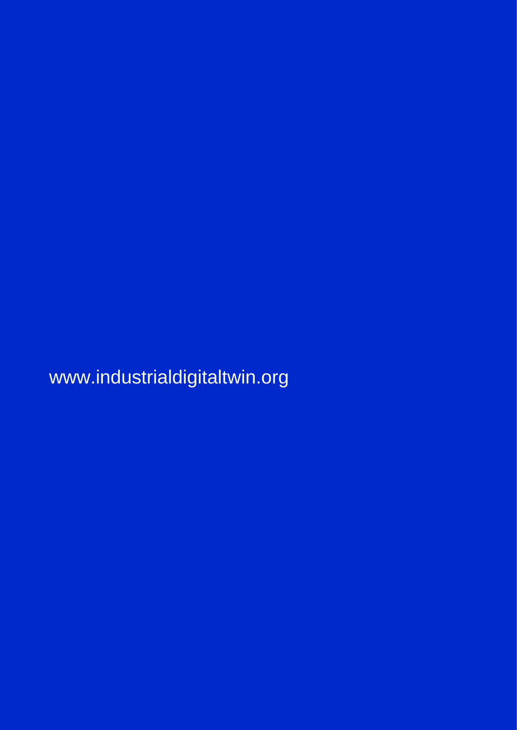www.industrialdigitaltwin.org